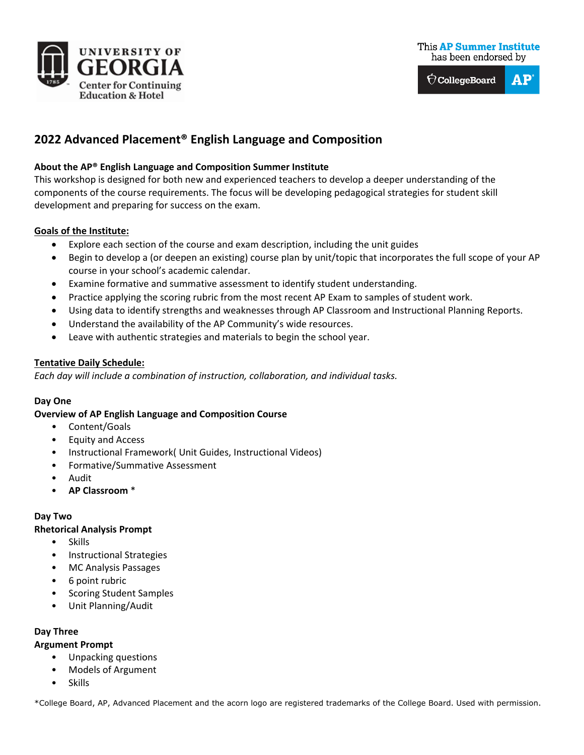UNIVERSITY OF GEORGIA
Center for Continuing Education & Hotel

This **AP Summer Institute** has been endorsed by CollegeBoard AP

# 2022 Advanced Placement® English Language and Composition

**About the AP® English Language and Composition Summer Institute**
This workshop is designed for both new and experienced teachers to develop a deeper understanding of the components of the course requirements. The focus will be developing pedagogical strategies for student skill development and preparing for success on the exam.

**Goals of the Institute:**

- Explore each section of the course and exam description, including the unit guides
- Begin to develop a (or deepen an existing) course plan by unit/topic that incorporates the full scope of your AP course in your school's academic calendar.
- Examine formative and summative assessment to identify student understanding.
- Practice applying the scoring rubric from the most recent AP Exam to samples of student work.
- Using data to identify strengths and weaknesses through AP Classroom and Instructional Planning Reports.
- Understand the availability of the AP Community's wide resources.
- Leave with authentic strategies and materials to begin the school year.

**Tentative Daily Schedule:**
*Each day will include a combination of instruction, collaboration, and individual tasks.*

**Day One**
**Overview of AP English Language and Composition Course**

- Content/Goals
- Equity and Access
- Instructional Framework( Unit Guides, Instructional Videos)
- Formative/Summative Assessment
- Audit
- **AP Classroom** *

**Day Two**
**Rhetorical Analysis Prompt**

- Skills
- Instructional Strategies
- MC Analysis Passages
- 6 point rubric
- Scoring Student Samples
- Unit Planning/Audit

**Day Three**
**Argument Prompt**

- Unpacking questions
- Models of Argument
- Skills

*College Board, AP, Advanced Placement and the acorn logo are registered trademarks of the College Board. Used with permission.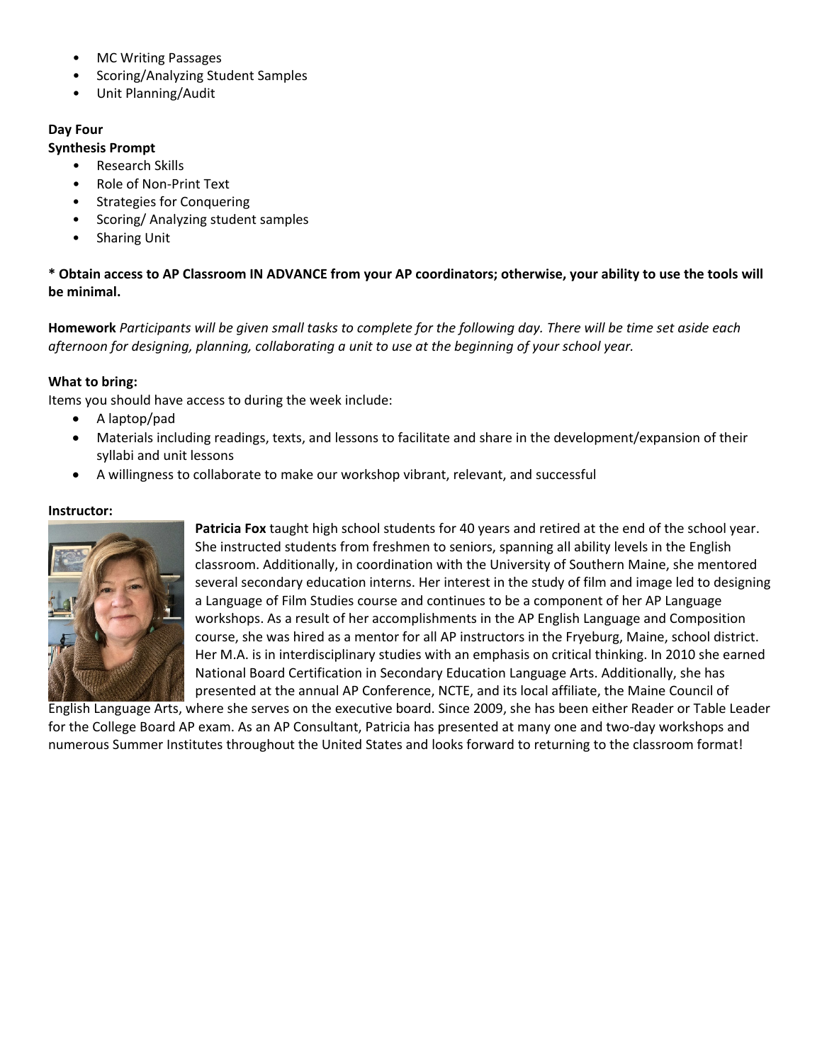- MC Writing Passages
- Scoring/Analyzing Student Samples
- Unit Planning/Audit

**Day Four**
**Synthesis Prompt**

- Research Skills
- Role of Non-Print Text
- Strategies for Conquering
- Scoring/ Analyzing student samples
- Sharing Unit

**\* Obtain access to AP Classroom IN ADVANCE from your AP coordinators; otherwise, your ability to use the tools will be minimal.**

**Homework** *Participants will be given small tasks to complete for the following day. There will be time set aside each afternoon for designing, planning, collaborating a unit to use at the beginning of your school year.*

**What to bring:**
Items you should have access to during the week include:

- A laptop/pad
- Materials including readings, texts, and lessons to facilitate and share in the development/expansion of their syllabi and unit lessons
- A willingness to collaborate to make our workshop vibrant, relevant, and successful

**Instructor:**

**Patricia Fox** taught high school students for 40 years and retired at the end of the school year. She instructed students from freshmen to seniors, spanning all ability levels in the English classroom. Additionally, in coordination with the University of Southern Maine, she mentored several secondary education interns. Her interest in the study of film and image led to designing a Language of Film Studies course and continues to be a component of her AP Language workshops. As a result of her accomplishments in the AP English Language and Composition course, she was hired as a mentor for all AP instructors in the Fryeburg, Maine, school district. Her M.A. is in interdisciplinary studies with an emphasis on critical thinking. In 2010 she earned National Board Certification in Secondary Education Language Arts. Additionally, she has presented at the annual AP Conference, NCTE, and its local affiliate, the Maine Council of English Language Arts, where she serves on the executive board. Since 2009, she has been either Reader or Table Leader for the College Board AP exam. As an AP Consultant, Patricia has presented at many one and two-day workshops and numerous Summer Institutes throughout the United States and looks forward to returning to the classroom format!